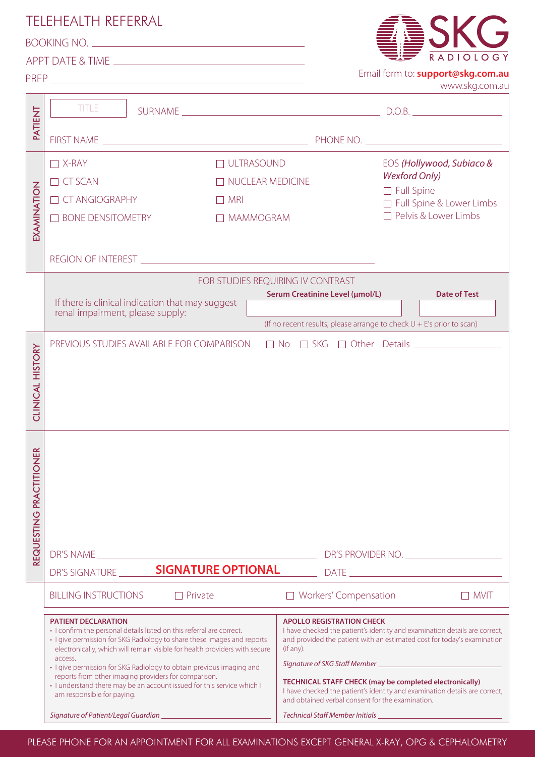# TELEHEALTH REFERRAL

BOOKING NO. ______________________

APPT DATE & TIME ______________________

PREP ______________________

**SKG** RADIOLOGY

Email form to: **support@skg.com.au**
www.skg.com.au

## PATIENT

TITLE ____ SURNAME ______________________ D.O.B. ____________

FIRST NAME ______________________ PHONE NO. ____________

## EXAMINATION

- ☐ X-RAY
- ☐ CT SCAN
- ☐ CT ANGIOGRAPHY
- ☐ BONE DENSITOMETRY
- ☐ ULTRASOUND
- ☐ NUCLEAR MEDICINE
- ☐ MRI
- ☐ MAMMOGRAM

EOS *(Hollywood, Subiaco & Wexford Only)*

- ☐ Full Spine
- ☐ Full Spine & Lower Limbs
- ☐ Pelvis & Lower Limbs

REGION OF INTEREST ______________________

### FOR STUDIES REQUIRING IV CONTRAST

If there is clinical indication that may suggest renal impairment, please supply:

| **Serum Creatinine Level (µmol/L)** | **Date of Test** |
|---|---|
| | |

(If no recent results, please arrange to check U + E's prior to scan)

## CLINICAL HISTORY

PREVIOUS STUDIES AVAILABLE FOR COMPARISON ☐ No ☐ SKG ☐ Other Details ____________

## REQUESTING PRACTITIONER

DR'S NAME ______________________ DR'S PROVIDER NO. ____________

DR'S SIGNATURE **SIGNATURE OPTIONAL** DATE ____________

BILLING INSTRUCTIONS ☐ Private ☐ Workers' Compensation ☐ MVIT

**PATIENT DECLARATION**

- I confirm the personal details listed on this referral are correct.
- I give permission for SKG Radiology to share these images and reports electronically, which will remain visible for health providers with secure access.
- I give permission for SKG Radiology to obtain previous imaging and reports from other imaging providers for comparison.
- I understand there may be an account issued for this service which I am responsible for paying.

*Signature of Patient/Legal Guardian* ______________________

**APOLLO REGISTRATION CHECK**

I have checked the patient's identity and examination details are correct, and provided the patient with an estimated cost for today's examination (if any).

*Signature of SKG Staff Member* ______________________

**TECHNICAL STAFF CHECK (may be completed electronically)**

I have checked the patient's identity and examination details are correct, and obtained verbal consent for the examination.

*Technical Staff Member Initials* ______________________

PLEASE PHONE FOR AN APPOINTMENT FOR ALL EXAMINATIONS EXCEPT GENERAL X-RAY, OPG & CEPHALOMETRY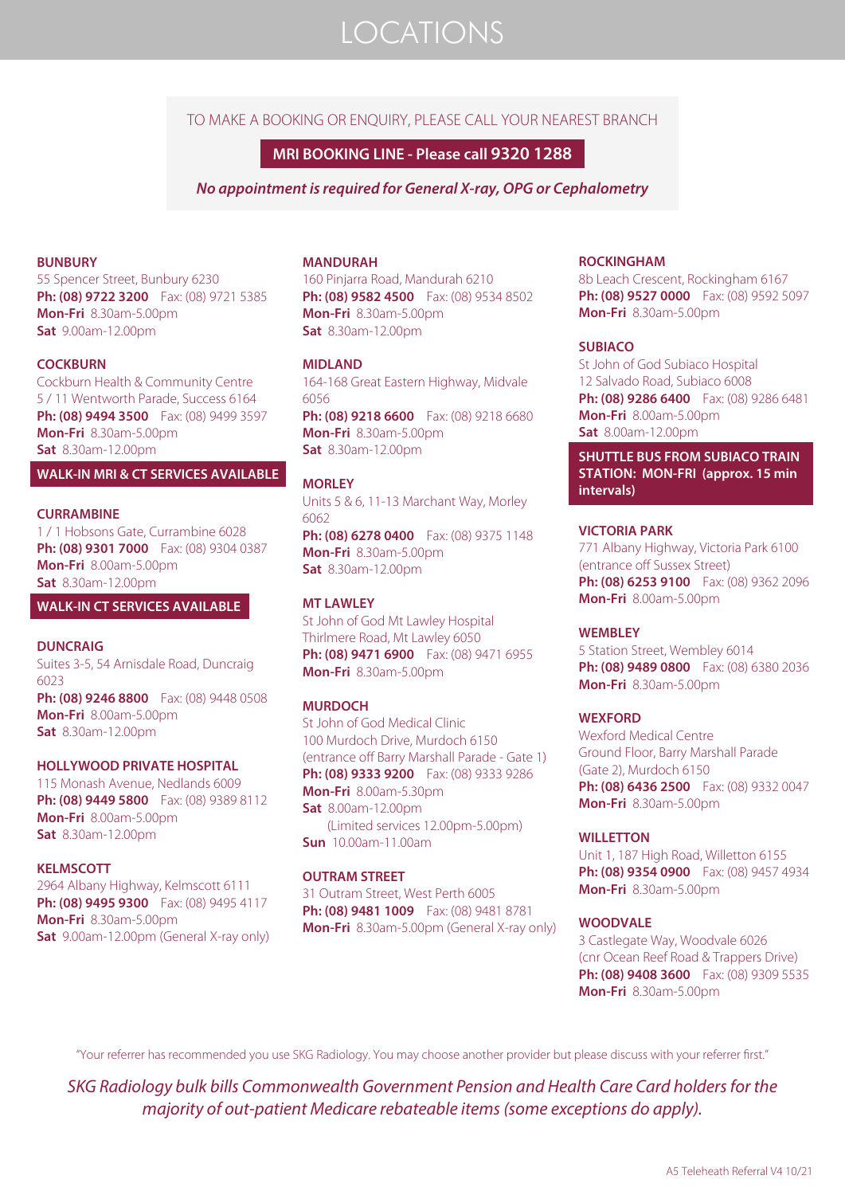# LOCATIONS

TO MAKE A BOOKING OR ENQUIRY, PLEASE CALL YOUR NEAREST BRANCH

**MRI BOOKING LINE - Please call 9320 1288**

***No appointment is required for General X-ray, OPG or Cephalometry***

**BUNBURY**
55 Spencer Street, Bunbury 6230
**Ph: (08) 9722 3200** Fax: (08) 9721 5385
**Mon-Fri** 8.30am-5.00pm
**Sat** 9.00am-12.00pm

**COCKBURN**
Cockburn Health & Community Centre
5 / 11 Wentworth Parade, Success 6164
**Ph: (08) 9494 3500** Fax: (08) 9499 3597
**Mon-Fri** 8.30am-5.00pm
**Sat** 8.30am-12.00pm

**WALK-IN MRI & CT SERVICES AVAILABLE**

**CURRAMBINE**
1 / 1 Hobsons Gate, Currambine 6028
**Ph: (08) 9301 7000** Fax: (08) 9304 0387
**Mon-Fri** 8.00am-5.00pm
**Sat** 8.30am-12.00pm

**WALK-IN CT SERVICES AVAILABLE**

**DUNCRAIG**
Suites 3-5, 54 Arnisdale Road, Duncraig 6023
**Ph: (08) 9246 8800** Fax: (08) 9448 0508
**Mon-Fri** 8.00am-5.00pm
**Sat** 8.30am-12.00pm

**HOLLYWOOD PRIVATE HOSPITAL**
115 Monash Avenue, Nedlands 6009
**Ph: (08) 9449 5800** Fax: (08) 9389 8112
**Mon-Fri** 8.00am-5.00pm
**Sat** 8.30am-12.00pm

**KELMSCOTT**
2964 Albany Highway, Kelmscott 6111
**Ph: (08) 9495 9300** Fax: (08) 9495 4117
**Mon-Fri** 8.30am-5.00pm
**Sat** 9.00am-12.00pm (General X-ray only)

**MANDURAH**
160 Pinjarra Road, Mandurah 6210
**Ph: (08) 9582 4500** Fax: (08) 9534 8502
**Mon-Fri** 8.30am-5.00pm
**Sat** 8.30am-12.00pm

**MIDLAND**
164-168 Great Eastern Highway, Midvale 6056
**Ph: (08) 9218 6600** Fax: (08) 9218 6680
**Mon-Fri** 8.30am-5.00pm
**Sat** 8.30am-12.00pm

**MORLEY**
Units 5 & 6, 11-13 Marchant Way, Morley 6062
**Ph: (08) 6278 0400** Fax: (08) 9375 1148
**Mon-Fri** 8.30am-5.00pm
**Sat** 8.30am-12.00pm

**MT LAWLEY**
St John of God Mt Lawley Hospital
Thirlmere Road, Mt Lawley 6050
**Ph: (08) 9471 6900** Fax: (08) 9471 6955
**Mon-Fri** 8.30am-5.00pm

**MURDOCH**
St John of God Medical Clinic
100 Murdoch Drive, Murdoch 6150
(entrance off Barry Marshall Parade - Gate 1)
**Ph: (08) 9333 9200** Fax: (08) 9333 9286
**Mon-Fri** 8.00am-5.30pm
**Sat** 8.00am-12.00pm
(Limited services 12.00pm-5.00pm)
**Sun** 10.00am-11.00am

**OUTRAM STREET**
31 Outram Street, West Perth 6005
**Ph: (08) 9481 1009** Fax: (08) 9481 8781
**Mon-Fri** 8.30am-5.00pm (General X-ray only)

**ROCKINGHAM**
8b Leach Crescent, Rockingham 6167
**Ph: (08) 9527 0000** Fax: (08) 9592 5097
**Mon-Fri** 8.30am-5.00pm

**SUBIACO**
St John of God Subiaco Hospital
12 Salvado Road, Subiaco 6008
**Ph: (08) 9286 6400** Fax: (08) 9286 6481
**Mon-Fri** 8.00am-5.00pm
**Sat** 8.00am-12.00pm

**SHUTTLE BUS FROM SUBIACO TRAIN STATION: MON-FRI (approx. 15 min intervals)**

**VICTORIA PARK**
771 Albany Highway, Victoria Park 6100
(entrance off Sussex Street)
**Ph: (08) 6253 9100** Fax: (08) 9362 2096
**Mon-Fri** 8.00am-5.00pm

**WEMBLEY**
5 Station Street, Wembley 6014
**Ph: (08) 9489 0800** Fax: (08) 6380 2036
**Mon-Fri** 8.30am-5.00pm

**WEXFORD**
Wexford Medical Centre
Ground Floor, Barry Marshall Parade
(Gate 2), Murdoch 6150
**Ph: (08) 6436 2500** Fax: (08) 9332 0047
**Mon-Fri** 8.30am-5.00pm

**WILLETTON**
Unit 1, 187 High Road, Willetton 6155
**Ph: (08) 9354 0900** Fax: (08) 9457 4934
**Mon-Fri** 8.30am-5.00pm

**WOODVALE**
3 Castlegate Way, Woodvale 6026
(cnr Ocean Reef Road & Trappers Drive)
**Ph: (08) 9408 3600** Fax: (08) 9309 5535
**Mon-Fri** 8.30am-5.00pm

"Your referrer has recommended you use SKG Radiology. You may choose another provider but please discuss with your referrer first."

*SKG Radiology bulk bills Commonwealth Government Pension and Health Care Card holders for the majority of out-patient Medicare rebateable items (some exceptions do apply).*

A5 Teleheath Referral V4 10/21